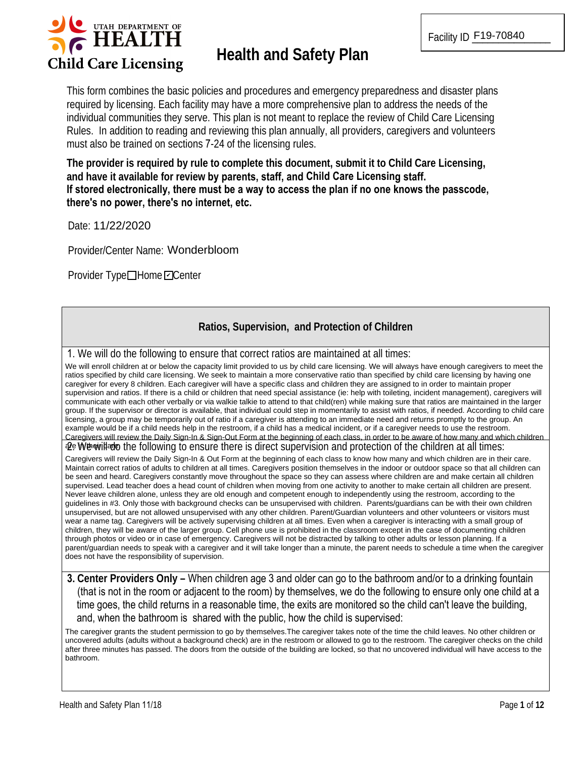UTAH DEPARTMENT OF HEALTH
Child Care Licensing

# Health and Safety Plan

Facility ID F19-70840

This form combines the basic policies and procedures and emergency preparedness and disaster plans required by licensing. Each facility may have a more comprehensive plan to address the needs of the individual communities they serve. This plan is not meant to replace the review of Child Care Licensing Rules. In addition to reading and reviewing this plan annually, all providers, caregivers and volunteers must also be trained on sections 7-24 of the licensing rules.

**The provider is required by rule to complete this document, submit it to Child Care Licensing, and have it available for review by parents, staff, and Child Care Licensing staff.**
**If stored electronically, there must be a way to access the plan if no one knows the passcode, there's no power, there's no internet, etc.**

Date: 11/22/2020

Provider/Center Name: Wonderbloom

Provider Type ☐ Home ☑ Center

## Ratios, Supervision, and Protection of Children

1. We will do the following to ensure that correct ratios are maintained at all times:

We will enroll children at or below the capacity limit provided to us by child care licensing. We will always have enough caregivers to meet the ratios specified by child care licensing. We seek to maintain a more conservative ratio than specified by child care licensing by having one caregiver for every 8 children. Each caregiver will have a specific class and children they are assigned to in order to maintain proper supervision and ratios. If there is a child or children that need special assistance (ie: help with toileting, incident management), caregivers will communicate with each other verbally or via walkie talkie to attend to that child(ren) while making sure that ratios are maintained in the larger group. If the supervisor or director is available, that individual could step in momentarily to assist with ratios, if needed. According to child care licensing, a group may be temporarily out of ratio if a caregiver is attending to an immediate need and returns promptly to the group. An example would be if a child needs help in the restroom, if a child has a medical incident, or if a caregiver needs to use the restroom. Caregivers will review the Daily Sign-In & Sign-Out Form at the beginning of each class, in order to be aware of how many and which children are in their care.

2. We will do the following to ensure there is direct supervision and protection of the children at all times:

Caregivers will review the Daily Sign-In & Out Form at the beginning of each class to know how many and which children are in their care. Maintain correct ratios of adults to children at all times. Caregivers position themselves in the indoor or outdoor space so that all children can be seen and heard. Caregivers constantly move throughout the space so they can assess where children are and make certain all children supervised. Lead teacher does a head count of children when moving from one activity to another to make certain all children are present. Never leave children alone, unless they are old enough and competent enough to independently using the restroom, according to the guidelines in #3. Only those with background checks can be unsupervised with children. Parents/guardians can be with their own children unsupervised, but are not allowed unsupervised with any other children. Parent/Guardian volunteers and other volunteers or visitors must wear a name tag. Caregivers will be actively supervising children at all times. Even when a caregiver is interacting with a small group of children, they will be aware of the larger group. Cell phone use is prohibited in the classroom except in the case of documenting children through photos or video or in case of emergency. Caregivers will not be distracted by talking to other adults or lesson planning. If a parent/guardian needs to speak with a caregiver and it will take longer than a minute, the parent needs to schedule a time when the caregiver does not have the responsibility of supervision.

3. **Center Providers Only –** When children age 3 and older can go to the bathroom and/or to a drinking fountain (that is not in the room or adjacent to the room) by themselves, we do the following to ensure only one child at a time goes, the child returns in a reasonable time, the exits are monitored so the child can't leave the building, and, when the bathroom is shared with the public, how the child is supervised:

The caregiver grants the student permission to go by themselves.The caregiver takes note of the time the child leaves. No other children or uncovered adults (adults without a background check) are in the restroom or allowed to go to the restroom. The caregiver checks on the child after three minutes has passed. The doors from the outside of the building are locked, so that no uncovered individual will have access to the bathroom.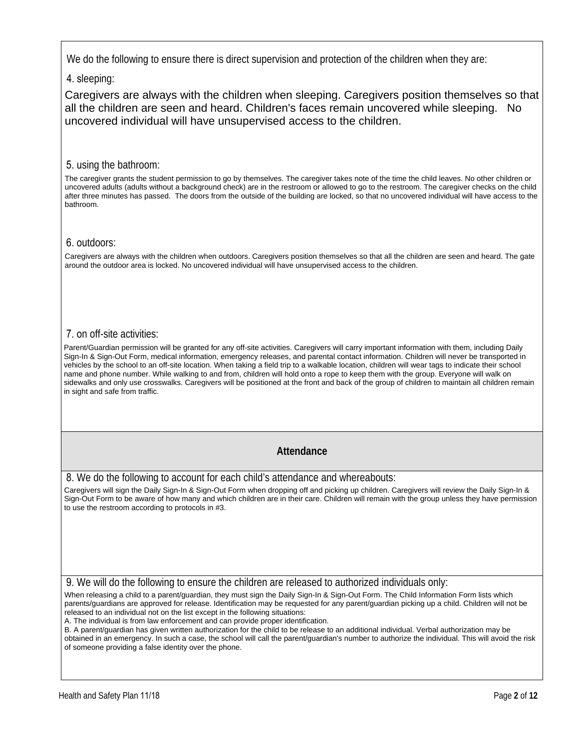We do the following to ensure there is direct supervision and protection of the children when they are:

4. sleeping:

Caregivers are always with the children when sleeping. Caregivers position themselves so that all the children are seen and heard. Children's faces remain uncovered while sleeping. No uncovered individual will have unsupervised access to the children.

5. using the bathroom:

The caregiver grants the student permission to go by themselves. The caregiver takes note of the time the child leaves. No other children or uncovered adults (adults without a background check) are in the restroom or allowed to go to the restroom. The caregiver checks on the child after three minutes has passed. The doors from the outside of the building are locked, so that no uncovered individual will have access to the bathroom.

6. outdoors:

Caregivers are always with the children when outdoors. Caregivers position themselves so that all the children are seen and heard. The gate around the outdoor area is locked. No uncovered individual will have unsupervised access to the children.

7. on off-site activities:

Parent/Guardian permission will be granted for any off-site activities. Caregivers will carry important information with them, including Daily Sign-In & Sign-Out Form, medical information, emergency releases, and parental contact information. Children will never be transported in vehicles by the school to an off-site location. When taking a field trip to a walkable location, children will wear tags to indicate their school name and phone number. While walking to and from, children will hold onto a rope to keep them with the group. Everyone will walk on sidewalks and only use crosswalks. Caregivers will be positioned at the front and back of the group of children to maintain all children remain in sight and safe from traffic.

## Attendance

8. We do the following to account for each child's attendance and whereabouts:

Caregivers will sign the Daily Sign-In & Sign-Out Form when dropping off and picking up children. Caregivers will review the Daily Sign-In & Sign-Out Form to be aware of how many and which children are in their care. Children will remain with the group unless they have permission to use the restroom according to protocols in #3.

9. We will do the following to ensure the children are released to authorized individuals only:

When releasing a child to a parent/guardian, they must sign the Daily Sign-In & Sign-Out Form. The Child Information Form lists which parents/guardians are approved for release. Identification may be requested for any parent/guardian picking up a child. Children will not be released to an individual not on the list except in the following situations:

A. The individual is from law enforcement and can provide proper identification.

B. A parent/guardian has given written authorization for the child to be release to an additional individual. Verbal authorization may be obtained in an emergency. In such a case, the school will call the parent/guardian's number to authorize the individual. This will avoid the risk of someone providing a false identity over the phone.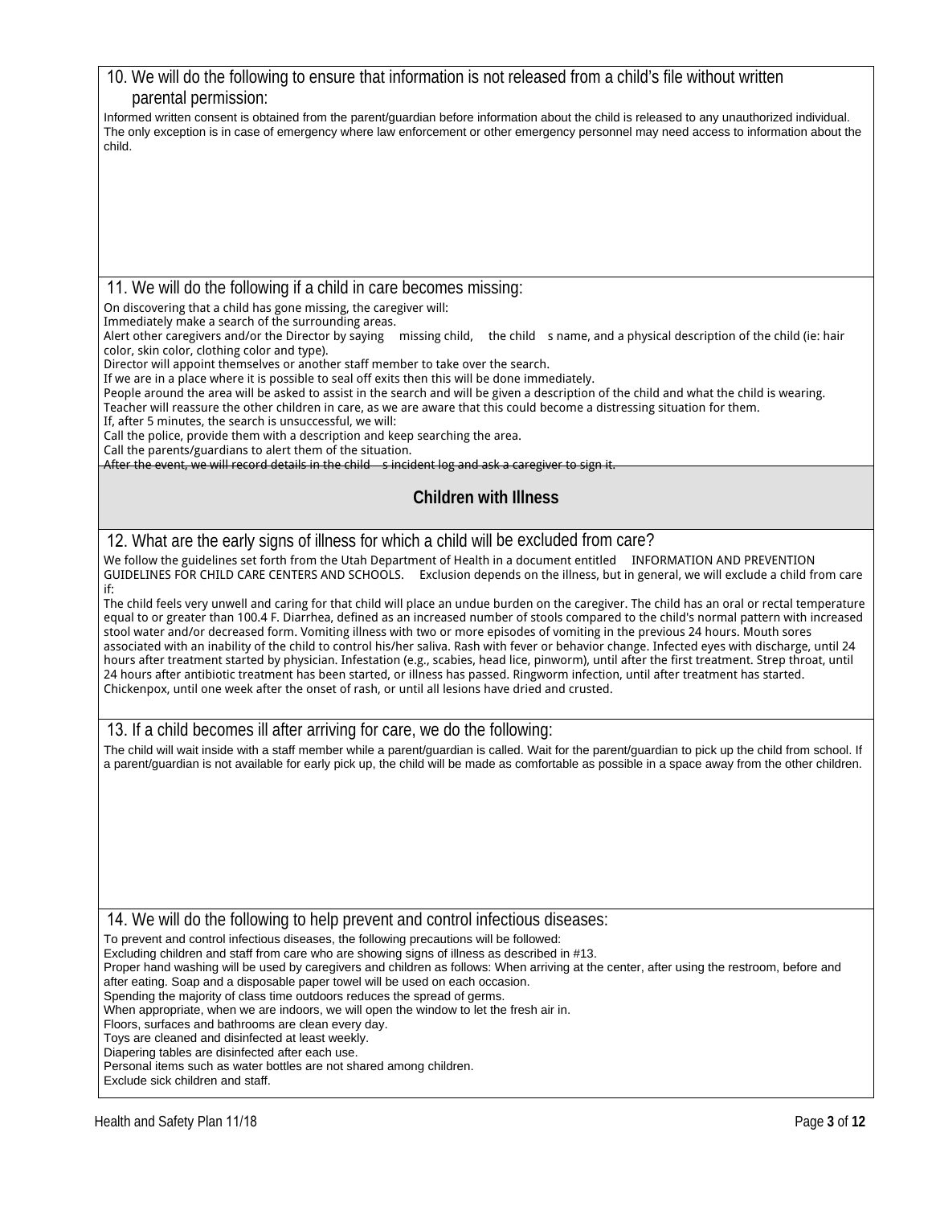## 10. We will do the following to ensure that information is not released from a child's file without written parental permission:

Informed written consent is obtained from the parent/guardian before information about the child is released to any unauthorized individual. The only exception is in case of emergency where law enforcement or other emergency personnel may need access to information about the child.

## 11. We will do the following if a child in care becomes missing:

On discovering that a child has gone missing, the caregiver will:
Immediately make a search of the surrounding areas.
Alert other caregivers and/or the Director by saying missing child, the child s name, and a physical description of the child (ie: hair color, skin color, clothing color and type).
Director will appoint themselves or another staff member to take over the search.
If we are in a place where it is possible to seal off exits then this will be done immediately.
People around the area will be asked to assist in the search and will be given a description of the child and what the child is wearing.
Teacher will reassure the other children in care, as we are aware that this could become a distressing situation for them.
If, after 5 minutes, the search is unsuccessful, we will:
Call the police, provide them with a description and keep searching the area.
Call the parents/guardians to alert them of the situation.
After the event, we will record details in the child s incident log and ask a caregiver to sign it.

# Children with Illness

## 12. What are the early signs of illness for which a child will be excluded from care?

We follow the guidelines set forth from the Utah Department of Health in a document entitled INFORMATION AND PREVENTION GUIDELINES FOR CHILD CARE CENTERS AND SCHOOLS. Exclusion depends on the illness, but in general, we will exclude a child from care if:
The child feels very unwell and caring for that child will place an undue burden on the caregiver. The child has an oral or rectal temperature equal to or greater than 100.4 F. Diarrhea, defined as an increased number of stools compared to the child's normal pattern with increased stool water and/or decreased form. Vomiting illness with two or more episodes of vomiting in the previous 24 hours. Mouth sores associated with an inability of the child to control his/her saliva. Rash with fever or behavior change. Infected eyes with discharge, until 24 hours after treatment started by physician. Infestation (e.g., scabies, head lice, pinworm), until after the first treatment. Strep throat, until 24 hours after antibiotic treatment has been started, or illness has passed. Ringworm infection, until after treatment has started. Chickenpox, until one week after the onset of rash, or until all lesions have dried and crusted.

## 13. If a child becomes ill after arriving for care, we do the following:

The child will wait inside with a staff member while a parent/guardian is called. Wait for the parent/guardian to pick up the child from school. If a parent/guardian is not available for early pick up, the child will be made as comfortable as possible in a space away from the other children.

## 14. We will do the following to help prevent and control infectious diseases:

To prevent and control infectious diseases, the following precautions will be followed:
Excluding children and staff from care who are showing signs of illness as described in #13.
Proper hand washing will be used by caregivers and children as follows: When arriving at the center, after using the restroom, before and after eating. Soap and a disposable paper towel will be used on each occasion.
Spending the majority of class time outdoors reduces the spread of germs.
When appropriate, when we are indoors, we will open the window to let the fresh air in.
Floors, surfaces and bathrooms are clean every day.
Toys are cleaned and disinfected at least weekly.
Diapering tables are disinfected after each use.
Personal items such as water bottles are not shared among children.
Exclude sick children and staff.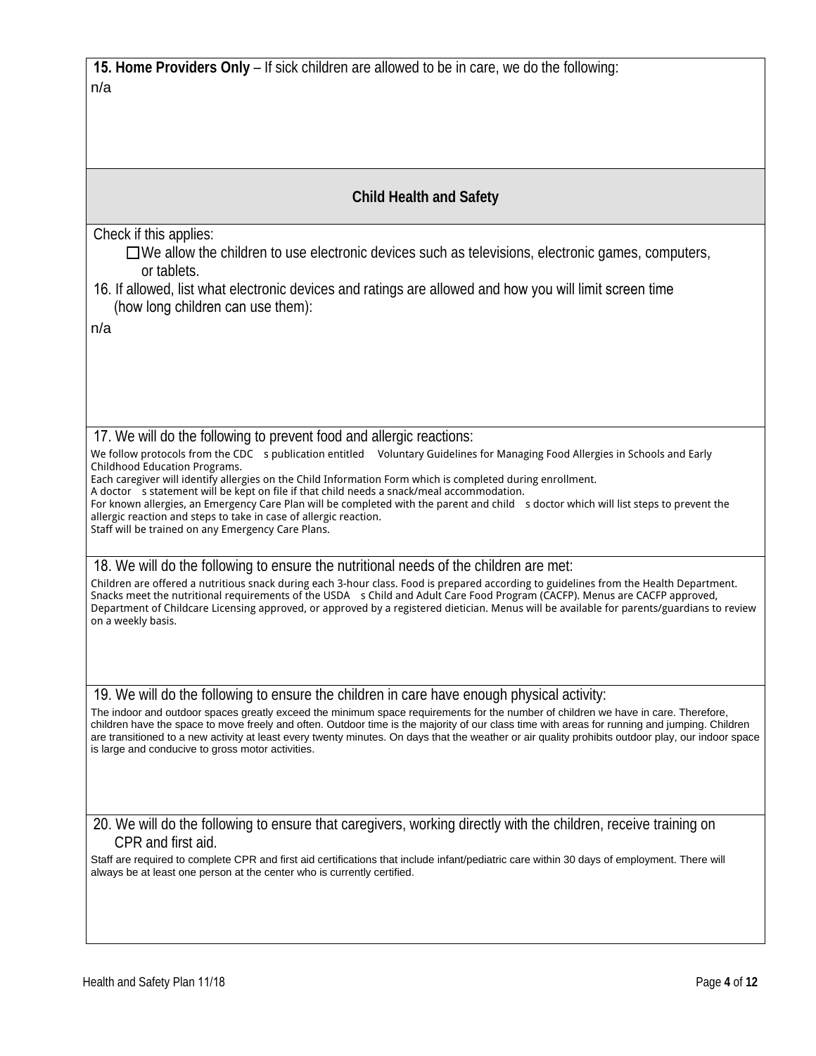**15. Home Providers Only** – If sick children are allowed to be in care, we do the following:

n/a

## Child Health and Safety

Check if this applies:

☐ We allow the children to use electronic devices such as televisions, electronic games, computers, or tablets.

16. If allowed, list what electronic devices and ratings are allowed and how you will limit screen time (how long children can use them):

n/a

17. We will do the following to prevent food and allergic reactions:

We follow protocols from the CDC s publication entitled Voluntary Guidelines for Managing Food Allergies in Schools and Early Childhood Education Programs.
Each caregiver will identify allergies on the Child Information Form which is completed during enrollment.
A doctor s statement will be kept on file if that child needs a snack/meal accommodation.
For known allergies, an Emergency Care Plan will be completed with the parent and child s doctor which will list steps to prevent the allergic reaction and steps to take in case of allergic reaction.
Staff will be trained on any Emergency Care Plans.

18. We will do the following to ensure the nutritional needs of the children are met:

Children are offered a nutritious snack during each 3-hour class. Food is prepared according to guidelines from the Health Department. Snacks meet the nutritional requirements of the USDA s Child and Adult Care Food Program (CACFP). Menus are CACFP approved, Department of Childcare Licensing approved, or approved by a registered dietician. Menus will be available for parents/guardians to review on a weekly basis.

19. We will do the following to ensure the children in care have enough physical activity:

The indoor and outdoor spaces greatly exceed the minimum space requirements for the number of children we have in care. Therefore, children have the space to move freely and often. Outdoor time is the majority of our class time with areas for running and jumping. Children are transitioned to a new activity at least every twenty minutes. On days that the weather or air quality prohibits outdoor play, our indoor space is large and conducive to gross motor activities.

20. We will do the following to ensure that caregivers, working directly with the children, receive training on CPR and first aid.

Staff are required to complete CPR and first aid certifications that include infant/pediatric care within 30 days of employment. There will always be at least one person at the center who is currently certified.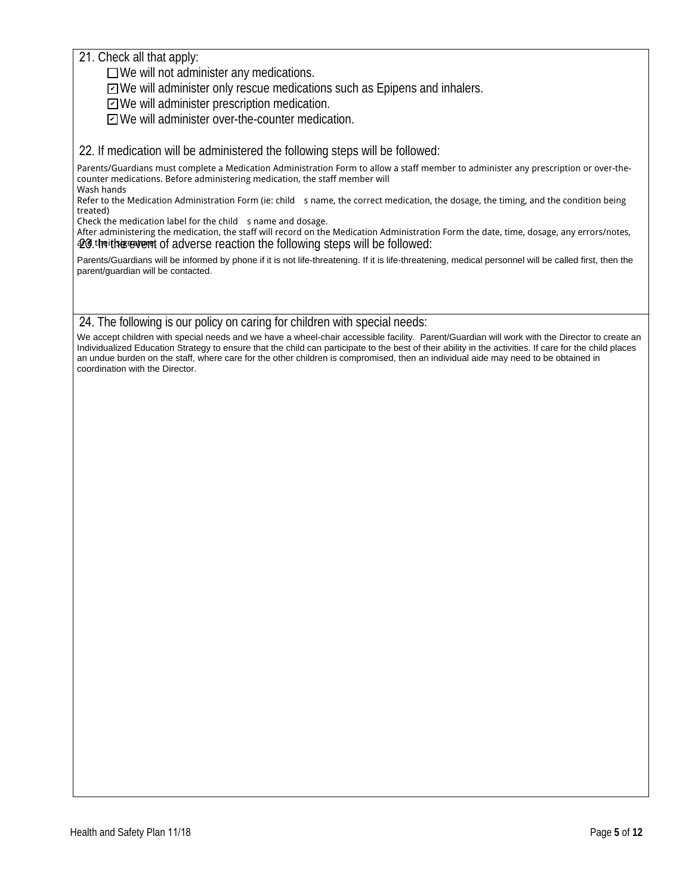21. Check all that apply:

- [ ] We will not administer any medications.
- [x] We will administer only rescue medications such as Epipens and inhalers.
- [x] We will administer prescription medication.
- [x] We will administer over-the-counter medication.

22. If medication will be administered the following steps will be followed:

Parents/Guardians must complete a Medication Administration Form to allow a staff member to administer any prescription or over-the-counter medications. Before administering medication, the staff member will
Wash hands
Refer to the Medication Administration Form (ie: child s name, the correct medication, the dosage, the timing, and the condition being treated)
Check the medication label for the child s name and dosage.
After administering the medication, the staff will record on the Medication Administration Form the date, time, dosage, any errors/notes, and their signature.

23. In the event of adverse reaction the following steps will be followed:

Parents/Guardians will be informed by phone if it is not life-threatening. If it is life-threatening, medical personnel will be called first, then the parent/guardian will be contacted.

24. The following is our policy on caring for children with special needs:

We accept children with special needs and we have a wheel-chair accessible facility. Parent/Guardian will work with the Director to create an Individualized Education Strategy to ensure that the child can participate to the best of their ability in the activities. If care for the child places an undue burden on the staff, where care for the other children is compromised, then an individual aide may need to be obtained in coordination with the Director.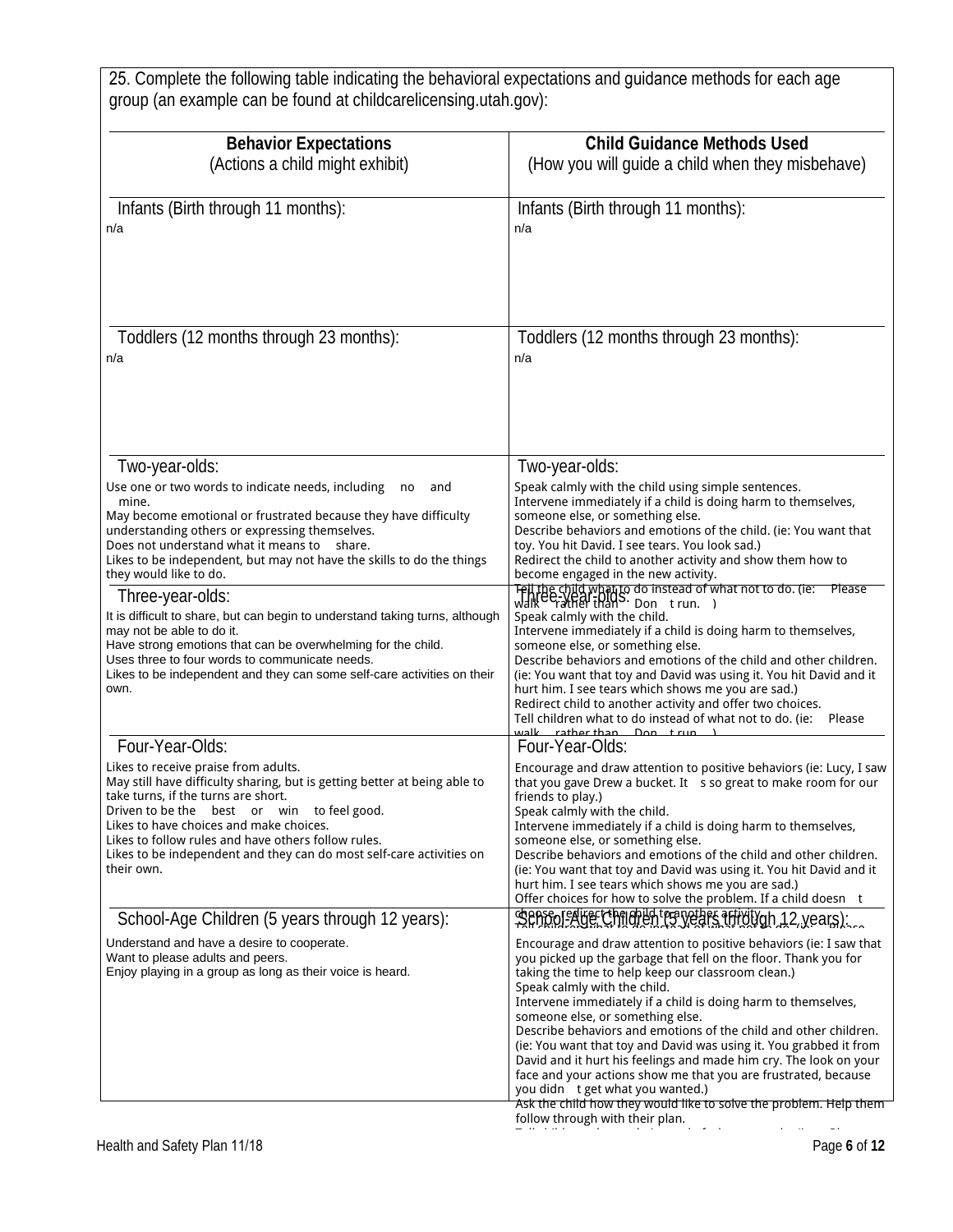25. Complete the following table indicating the behavioral expectations and guidance methods for each age group (an example can be found at childcarelicensing.utah.gov):

| **Behavior Expectations** (Actions a child might exhibit) | **Child Guidance Methods Used** (How you will guide a child when they misbehave) |
|---|---|
| Infants (Birth through 11 months):<br>n/a | Infants (Birth through 11 months):<br>n/a |
| Toddlers (12 months through 23 months):<br>n/a | Toddlers (12 months through 23 months):<br>n/a |
| Two-year-olds:<br>Use one or two words to indicate needs, including no and mine.<br>May become emotional or frustrated because they have difficulty understanding others or expressing themselves.<br>Does not understand what it means to share.<br>Likes to be independent, but may not have the skills to do the things they would like to do. | Two-year-olds:<br>Speak calmly with the child using simple sentences.<br>Intervene immediately if a child is doing harm to themselves, someone else, or something else.<br>Describe behaviors and emotions of the child. (ie: You want that toy. You hit David. I see tears. You look sad.)<br>Redirect the child to another activity and show them how to become engaged in the new activity.<br>Tell the child what to do instead of what not to do. (ie: Please walk rather than Don t run. ) |
| Three-year-olds:<br>It is difficult to share, but can begin to understand taking turns, although may not be able to do it.<br>Have strong emotions that can be overwhelming for the child.<br>Uses three to four words to communicate needs.<br>Likes to be independent and they can some self-care activities on their own. | Three-year-olds:<br>Speak calmly with the child.<br>Intervene immediately if a child is doing harm to themselves, someone else, or something else.<br>Describe behaviors and emotions of the child and other children. (ie: You want that toy and David was using it. You hit David and it hurt him. I see tears which shows me you are sad.)<br>Redirect child to another activity and offer two choices.<br>Tell children what to do instead of what not to do. (ie: Please walk rather than Don t run. ) |
| Four-Year-Olds:<br>Likes to receive praise from adults.<br>May still have difficulty sharing, but is getting better at being able to take turns, if the turns are short.<br>Driven to be the best or win to feel good.<br>Likes to have choices and make choices.<br>Likes to follow rules and have others follow rules.<br>Likes to be independent and they can do most self-care activities on their own. | Four-Year-Olds:<br>Encourage and draw attention to positive behaviors (ie: Lucy, I saw that you gave Drew a bucket. It s so great to make room for our friends to play.)<br>Speak calmly with the child.<br>Intervene immediately if a child is doing harm to themselves, someone else, or something else.<br>Describe behaviors and emotions of the child and other children. (ie: You want that toy and David was using it. You hit David and it hurt him. I see tears which shows me you are sad.)<br>Offer choices for how to solve the problem. If a child doesn t choose, redirect the child to another activity. |
| School-Age Children (5 years through 12 years):<br>Understand and have a desire to cooperate.<br>Want to please adults and peers.<br>Enjoy playing in a group as long as their voice is heard. | School-Age Children (5 years through 12 years):<br>Encourage and draw attention to positive behaviors (ie: I saw that you picked up the garbage that fell on the floor. Thank you for taking the time to help keep our classroom clean.)<br>Speak calmly with the child.<br>Intervene immediately if a child is doing harm to themselves, someone else, or something else.<br>Describe behaviors and emotions of the child and other children. (ie: You want that toy and David was using it. You grabbed it from David and it hurt his feelings and made him cry. The look on your face and your actions show me that you are frustrated, because you didn t get what you wanted.)<br>Ask the child how they would like to solve the problem. Help them follow through with their plan. |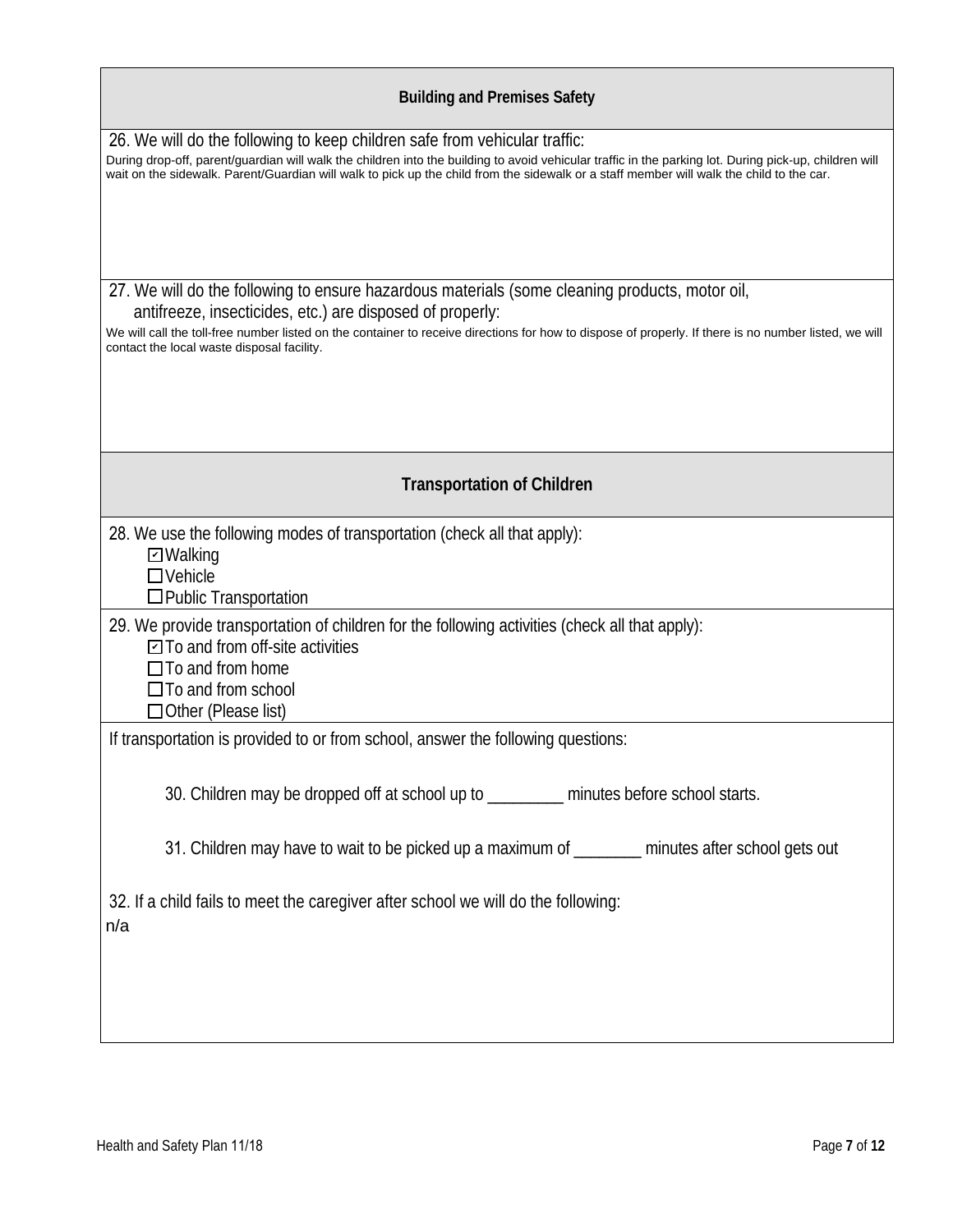## Building and Premises Safety

26. We will do the following to keep children safe from vehicular traffic:

During drop-off, parent/guardian will walk the children into the building to avoid vehicular traffic in the parking lot. During pick-up, children will wait on the sidewalk. Parent/Guardian will walk to pick up the child from the sidewalk or a staff member will walk the child to the car.

27. We will do the following to ensure hazardous materials (some cleaning products, motor oil, antifreeze, insecticides, etc.) are disposed of properly:

We will call the toll-free number listed on the container to receive directions for how to dispose of properly. If there is no number listed, we will contact the local waste disposal facility.

## Transportation of Children

28. We use the following modes of transportation (check all that apply):

- ☑ Walking
- ☐ Vehicle
- ☐ Public Transportation

29. We provide transportation of children for the following activities (check all that apply):

- ☑ To and from off-site activities
- ☐ To and from home
- ☐ To and from school
- ☐ Other (Please list)

If transportation is provided to or from school, answer the following questions:

30. Children may be dropped off at school up to _________ minutes before school starts.

31. Children may have to wait to be picked up a maximum of ________ minutes after school gets out

32. If a child fails to meet the caregiver after school we will do the following:

n/a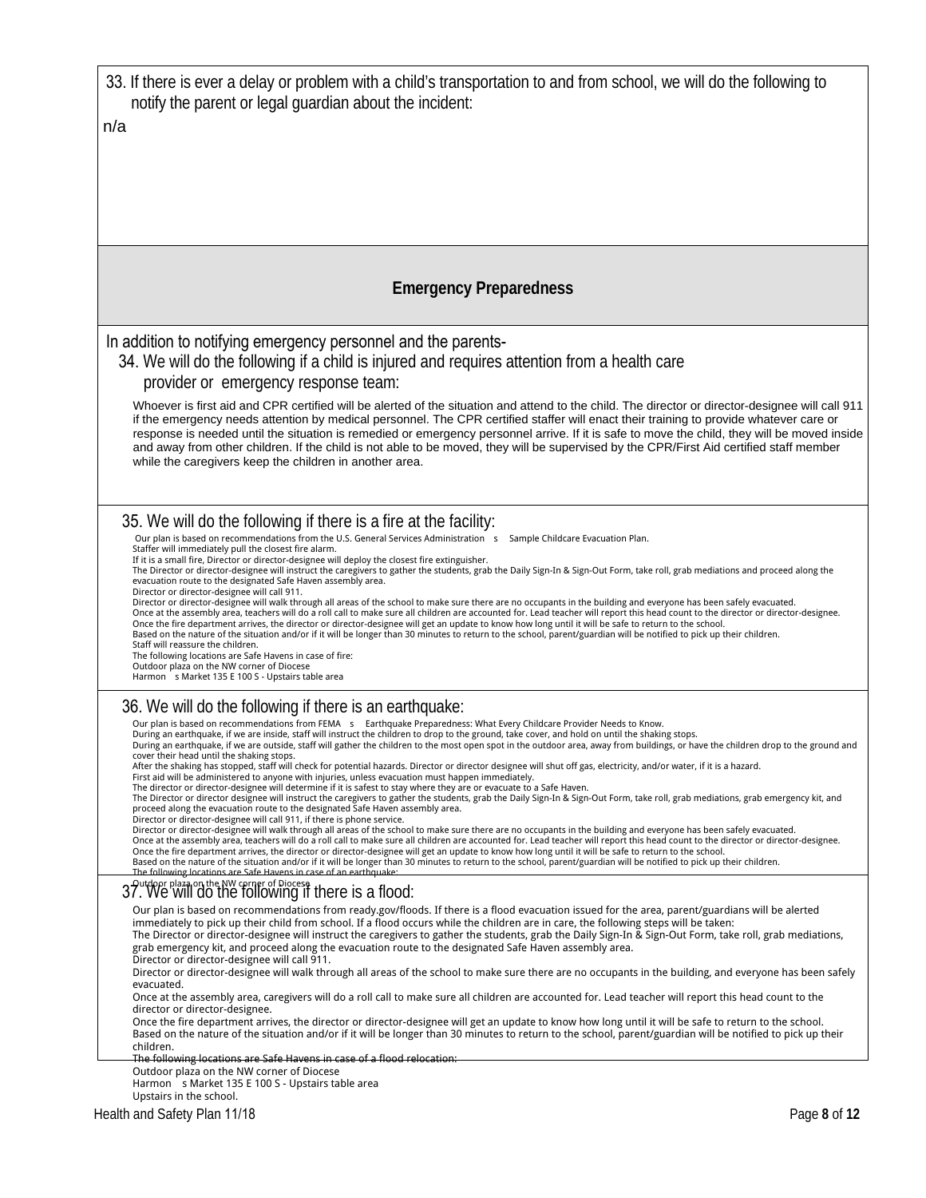33. If there is ever a delay or problem with a child's transportation to and from school, we will do the following to notify the parent or legal guardian about the incident:

n/a

## Emergency Preparedness

In addition to notifying emergency personnel and the parents-

34. We will do the following if a child is injured and requires attention from a health care provider or emergency response team:

Whoever is first aid and CPR certified will be alerted of the situation and attend to the child. The director or director-designee will call 911 if the emergency needs attention by medical personnel. The CPR certified staffer will enact their training to provide whatever care or response is needed until the situation is remedied or emergency personnel arrive. If it is safe to move the child, they will be moved inside and away from other children. If the child is not able to be moved, they will be supervised by the CPR/First Aid certified staff member while the caregivers keep the children in another area.

35. We will do the following if there is a fire at the facility:

Our plan is based on recommendations from the U.S. General Services Administration s Sample Childcare Evacuation Plan.
Staffer will immediately pull the closest fire alarm.
If it is a small fire, Director or director-designee will deploy the closest fire extinguisher.
The Director or director-designee will instruct the caregivers to gather the students, grab the Daily Sign-In & Sign-Out Form, take roll, grab mediations and proceed along the evacuation route to the designated Safe Haven assembly area.
Director or director-designee will call 911.
Director or director-designee will walk through all areas of the school to make sure there are no occupants in the building and everyone has been safely evacuated.
Once at the assembly area, teachers will do a roll call to make sure all children are accounted for. Lead teacher will report this head count to the director or director-designee.
Once the fire department arrives, the director or director-designee will get an update to know how long until it will be safe to return to the school.
Based on the nature of the situation and/or if it will be longer than 30 minutes to return to the school, parent/guardian will be notified to pick up their children.
Staff will reassure the children.
The following locations are Safe Havens in case of fire:
Outdoor plaza on the NW corner of Diocese
Harmon s Market 135 E 100 S - Upstairs table area

36. We will do the following if there is an earthquake:

Our plan is based on recommendations from FEMA s Earthquake Preparedness: What Every Childcare Provider Needs to Know.
During an earthquake, if we are inside, staff will instruct the children to drop to the ground, take cover, and hold on until the shaking stops.
During an earthquake, if we are outside, staff will gather the children to the most open spot in the outdoor area, away from buildings, or have the children drop to the ground and cover their head until the shaking stops.
After the shaking has stopped, staff will check for potential hazards. Director or director designee will shut off gas, electricity, and/or water, if it is a hazard.
First aid will be administered to anyone with injuries, unless evacuation must happen immediately.
The director or director-designee will determine if it is safest to stay where they are or evacuate to a Safe Haven.
The Director or director designee will instruct the caregivers to gather the students, grab the Daily Sign-In & Sign-Out Form, take roll, grab mediations, grab emergency kit, and proceed along the evacuation route to the designated Safe Haven assembly area.
Director or director-designee will call 911, if there is phone service.
Director or director-designee will walk through all areas of the school to make sure there are no occupants in the building and everyone has been safely evacuated.
Once at the assembly area, teachers will do a roll call to make sure all children are accounted for. Lead teacher will report this head count to the director or director-designee.
Once the fire department arrives, the director or director-designee will get an update to know how long until it will be safe to return to the school.
Based on the nature of the situation and/or if it will be longer than 30 minutes to return to the school, parent/guardian will be notified to pick up their children.
The following locations are Safe Havens in case of an earthquake:
Outdoor plaza on the NW corner of Diocese

37. We will do the following if there is a flood:

Our plan is based on recommendations from ready.gov/floods. If there is a flood evacuation issued for the area, parent/guardians will be alerted immediately to pick up their child from school. If a flood occurs while the children are in care, the following steps will be taken:
The Director or director-designee will instruct the caregivers to gather the students, grab the Daily Sign-In & Sign-Out Form, take roll, grab mediations, grab emergency kit, and proceed along the evacuation route to the designated Safe Haven assembly area.
Director or director-designee will call 911.
Director or director-designee will walk through all areas of the school to make sure there are no occupants in the building, and everyone has been safely evacuated.
Once at the assembly area, caregivers will do a roll call to make sure all children are accounted for. Lead teacher will report this head count to the director or director-designee.
Once the fire department arrives, the director or director-designee will get an update to know how long until it will be safe to return to the school.
Based on the nature of the situation and/or if it will be longer than 30 minutes to return to the school, parent/guardian will be notified to pick up their children.
The following locations are Safe Havens in case of a flood relocation:
Outdoor plaza on the NW corner of Diocese
Harmon s Market 135 E 100 S - Upstairs table area
Upstairs in the school.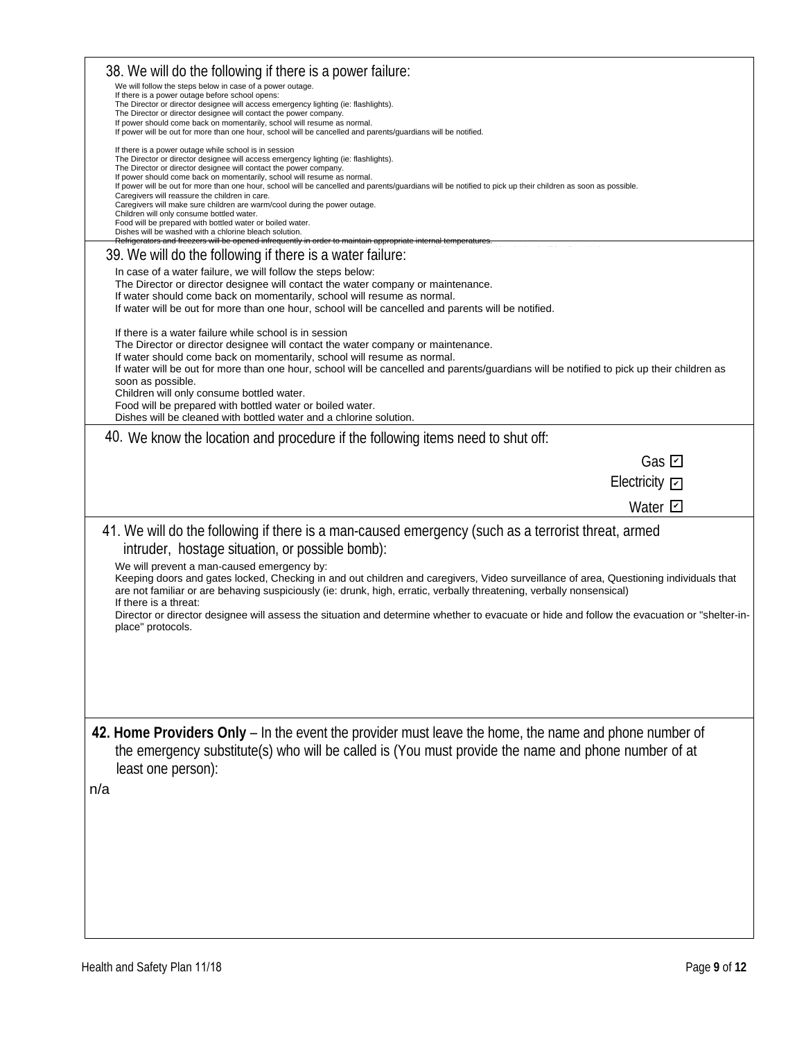38. We will do the following if there is a power failure:

We will follow the steps below in case of a power outage.
If there is a power outage before school opens:
The Director or director designee will access emergency lighting (ie: flashlights).
The Director or director designee will contact the power company.
If power should come back on momentarily, school will resume as normal.
If power will be out for more than one hour, school will be cancelled and parents/guardians will be notified.

If there is a power outage while school is in session
The Director or director designee will access emergency lighting (ie: flashlights).
The Director or director designee will contact the power company.
If power should come back on momentarily, school will resume as normal.
If power will be out for more than one hour, school will be cancelled and parents/guardians will be notified to pick up their children as soon as possible.
Caregivers will reassure the children in care.
Caregivers will make sure children are warm/cool during the power outage.
Children will only consume bottled water.
Food will be prepared with bottled water or boiled water.
Dishes will be washed with a chlorine bleach solution.
Refrigerators and freezers will be opened infrequently in order to maintain appropriate internal temperatures.

39. We will do the following if there is a water failure:

In case of a water failure, we will follow the steps below:
The Director or director designee will contact the water company or maintenance.
If water should come back on momentarily, school will resume as normal.
If water will be out for more than one hour, school will be cancelled and parents will be notified.

If there is a water failure while school is in session
The Director or director designee will contact the water company or maintenance.
If water should come back on momentarily, school will resume as normal.
If water will be out for more than one hour, school will be cancelled and parents/guardians will be notified to pick up their children as soon as possible.
Children will only consume bottled water.
Food will be prepared with bottled water or boiled water.
Dishes will be cleaned with bottled water and a chlorine solution.

40. We know the location and procedure if the following items need to shut off:

Gas ☑
Electricity ☑
Water ☑

41. We will do the following if there is a man-caused emergency (such as a terrorist threat, armed intruder, hostage situation, or possible bomb):

We will prevent a man-caused emergency by:
Keeping doors and gates locked, Checking in and out children and caregivers, Video surveillance of area, Questioning individuals that are not familiar or are behaving suspiciously (ie: drunk, high, erratic, verbally threatening, verbally nonsensical)
If there is a threat:
Director or director designee will assess the situation and determine whether to evacuate or hide and follow the evacuation or "shelter-in-place" protocols.

**42. Home Providers Only** – In the event the provider must leave the home, the name and phone number of the emergency substitute(s) who will be called is (You must provide the name and phone number of at least one person):

n/a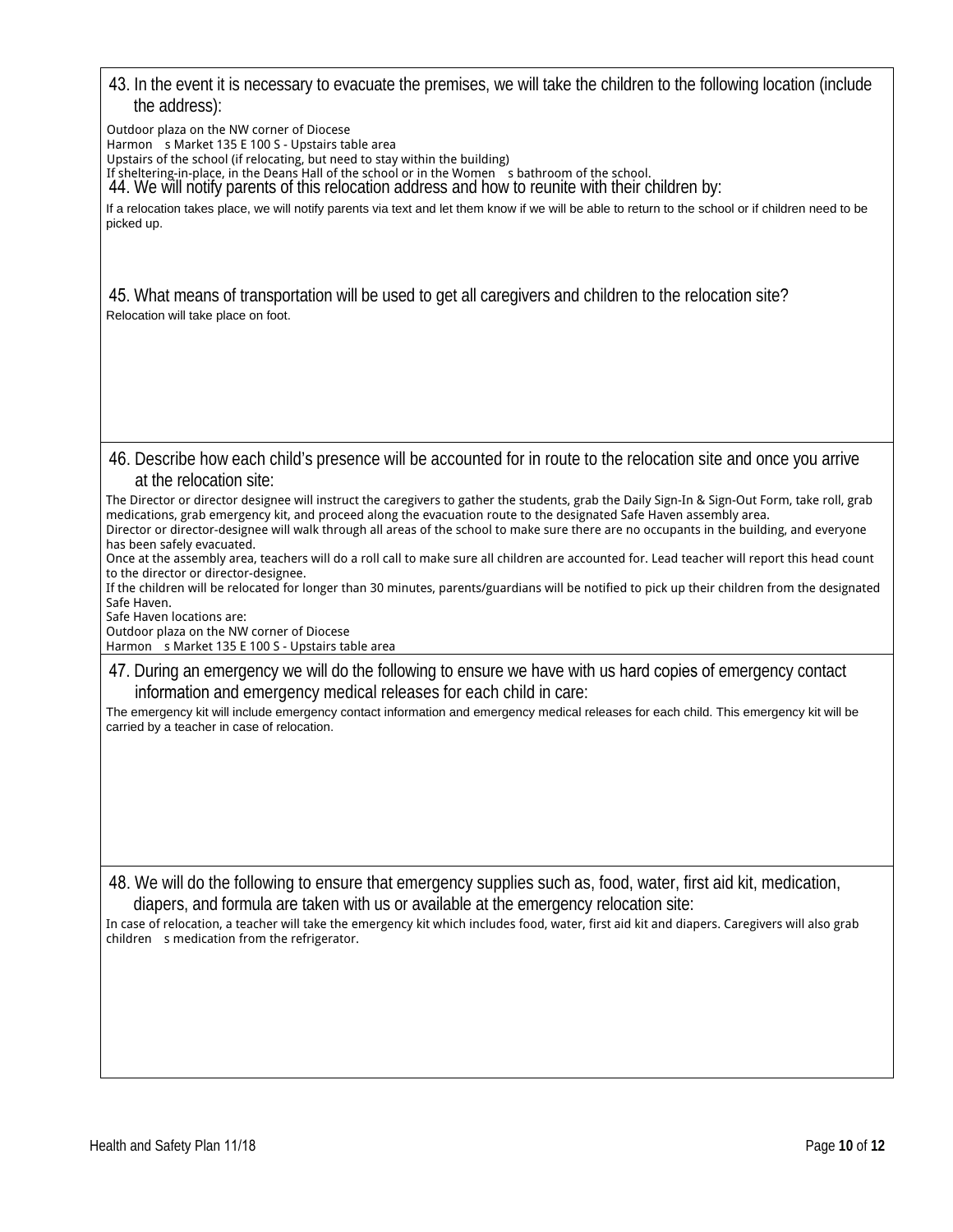43. In the event it is necessary to evacuate the premises, we will take the children to the following location (include the address):

Outdoor plaza on the NW corner of Diocese
Harmon s Market 135 E 100 S - Upstairs table area
Upstairs of the school (if relocating, but need to stay within the building)
If sheltering-in-place, in the Deans Hall of the school or in the Women s bathroom of the school.

44. We will notify parents of this relocation address and how to reunite with their children by:

If a relocation takes place, we will notify parents via text and let them know if we will be able to return to the school or if children need to be picked up.

45. What means of transportation will be used to get all caregivers and children to the relocation site?

Relocation will take place on foot.

46. Describe how each child's presence will be accounted for in route to the relocation site and once you arrive at the relocation site:

The Director or director designee will instruct the caregivers to gather the students, grab the Daily Sign-In & Sign-Out Form, take roll, grab medications, grab emergency kit, and proceed along the evacuation route to the designated Safe Haven assembly area.
Director or director-designee will walk through all areas of the school to make sure there are no occupants in the building, and everyone has been safely evacuated.
Once at the assembly area, teachers will do a roll call to make sure all children are accounted for. Lead teacher will report this head count to the director or director-designee.
If the children will be relocated for longer than 30 minutes, parents/guardians will be notified to pick up their children from the designated Safe Haven.
Safe Haven locations are:
Outdoor plaza on the NW corner of Diocese
Harmon s Market 135 E 100 S - Upstairs table area

47. During an emergency we will do the following to ensure we have with us hard copies of emergency contact information and emergency medical releases for each child in care:

The emergency kit will include emergency contact information and emergency medical releases for each child. This emergency kit will be carried by a teacher in case of relocation.

48. We will do the following to ensure that emergency supplies such as, food, water, first aid kit, medication, diapers, and formula are taken with us or available at the emergency relocation site:

In case of relocation, a teacher will take the emergency kit which includes food, water, first aid kit and diapers. Caregivers will also grab children s medication from the refrigerator.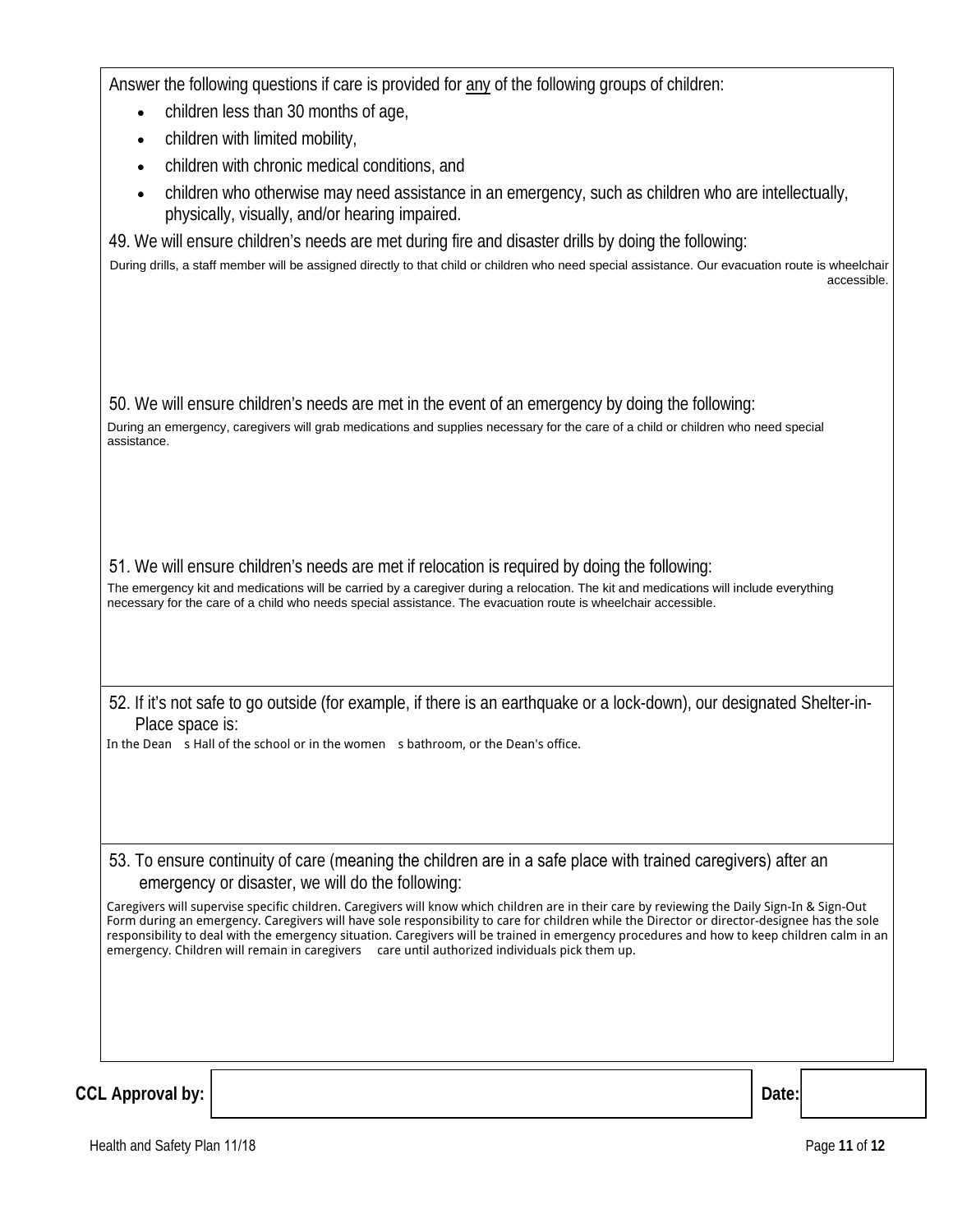Answer the following questions if care is provided for <u>any</u> of the following groups of children:

- children less than 30 months of age,
- children with limited mobility,
- children with chronic medical conditions, and
- children who otherwise may need assistance in an emergency, such as children who are intellectually, physically, visually, and/or hearing impaired.

49. We will ensure children's needs are met during fire and disaster drills by doing the following:

During drills, a staff member will be assigned directly to that child or children who need special assistance. Our evacuation route is wheelchair accessible.

50. We will ensure children's needs are met in the event of an emergency by doing the following:

During an emergency, caregivers will grab medications and supplies necessary for the care of a child or children who need special assistance.

51. We will ensure children's needs are met if relocation is required by doing the following:

The emergency kit and medications will be carried by a caregiver during a relocation. The kit and medications will include everything necessary for the care of a child who needs special assistance. The evacuation route is wheelchair accessible.

52. If it's not safe to go outside (for example, if there is an earthquake or a lock-down), our designated Shelter-in-Place space is:

In the Dean s Hall of the school or in the women s bathroom, or the Dean's office.

53. To ensure continuity of care (meaning the children are in a safe place with trained caregivers) after an emergency or disaster, we will do the following:

Caregivers will supervise specific children. Caregivers will know which children are in their care by reviewing the Daily Sign-In & Sign-Out Form during an emergency. Caregivers will have sole responsibility to care for children while the Director or director-designee has the sole responsibility to deal with the emergency situation. Caregivers will be trained in emergency procedures and how to keep children calm in an emergency. Children will remain in caregivers care until authorized individuals pick them up.

| **CCL Approval by:** | | **Date:** | |
|---|---|---|---|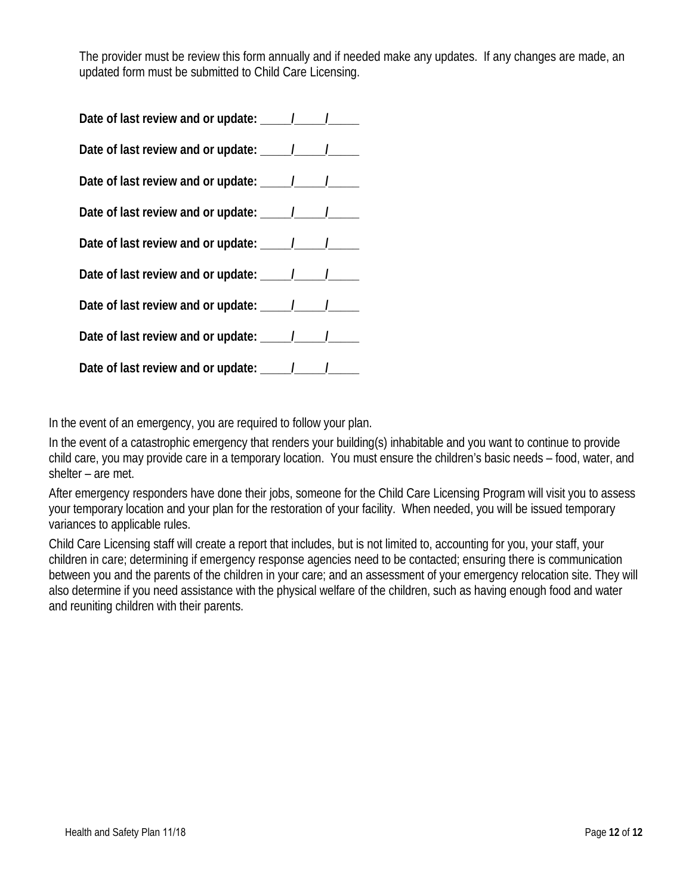The provider must be review this form annually and if needed make any updates. If any changes are made, an updated form must be submitted to Child Care Licensing.

**Date of last review and or update: _____/_____/_____**

**Date of last review and or update: _____/_____/_____**

**Date of last review and or update: _____/_____/_____**

**Date of last review and or update: _____/_____/_____**

**Date of last review and or update: _____/_____/_____**

**Date of last review and or update: _____/_____/_____**

**Date of last review and or update: _____/_____/_____**

**Date of last review and or update: _____/_____/_____**

**Date of last review and or update: _____/_____/_____**

In the event of an emergency, you are required to follow your plan.

In the event of a catastrophic emergency that renders your building(s) inhabitable and you want to continue to provide child care, you may provide care in a temporary location. You must ensure the children's basic needs – food, water, and shelter – are met.

After emergency responders have done their jobs, someone for the Child Care Licensing Program will visit you to assess your temporary location and your plan for the restoration of your facility. When needed, you will be issued temporary variances to applicable rules.

Child Care Licensing staff will create a report that includes, but is not limited to, accounting for you, your staff, your children in care; determining if emergency response agencies need to be contacted; ensuring there is communication between you and the parents of the children in your care; and an assessment of your emergency relocation site. They will also determine if you need assistance with the physical welfare of the children, such as having enough food and water and reuniting children with their parents.